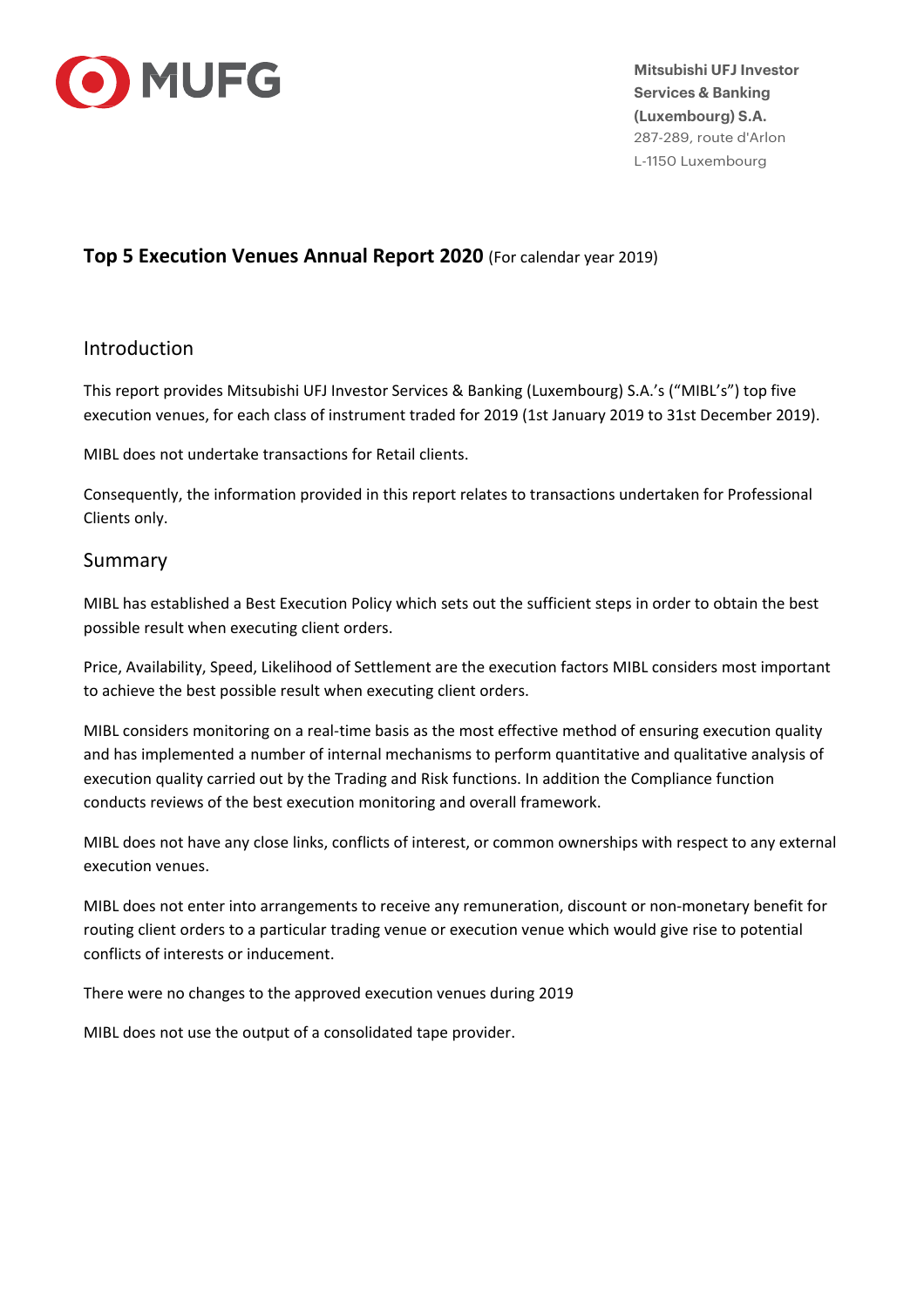Mitsubishi UFJ Investor Services & Banking (Luxembourg) S.A.
287-289, route d'Arlon
L-1150 Luxembourg

# Top 5 Execution Venues Annual Report 2020 (For calendar year 2019)

## Introduction

This report provides Mitsubishi UFJ Investor Services & Banking (Luxembourg) S.A.'s ("MIBL's") top five execution venues, for each class of instrument traded for 2019 (1st January 2019 to 31st December 2019).

MIBL does not undertake transactions for Retail clients.

Consequently, the information provided in this report relates to transactions undertaken for Professional Clients only.

## Summary

MIBL has established a Best Execution Policy which sets out the sufficient steps in order to obtain the best possible result when executing client orders.

Price, Availability, Speed, Likelihood of Settlement are the execution factors MIBL considers most important to achieve the best possible result when executing client orders.

MIBL considers monitoring on a real-time basis as the most effective method of ensuring execution quality and has implemented a number of internal mechanisms to perform quantitative and qualitative analysis of execution quality carried out by the Trading and Risk functions. In addition the Compliance function conducts reviews of the best execution monitoring and overall framework.

MIBL does not have any close links, conflicts of interest, or common ownerships with respect to any external execution venues.

MIBL does not enter into arrangements to receive any remuneration, discount or non-monetary benefit for routing client orders to a particular trading venue or execution venue which would give rise to potential conflicts of interests or inducement.

There were no changes to the approved execution venues during 2019

MIBL does not use the output of a consolidated tape provider.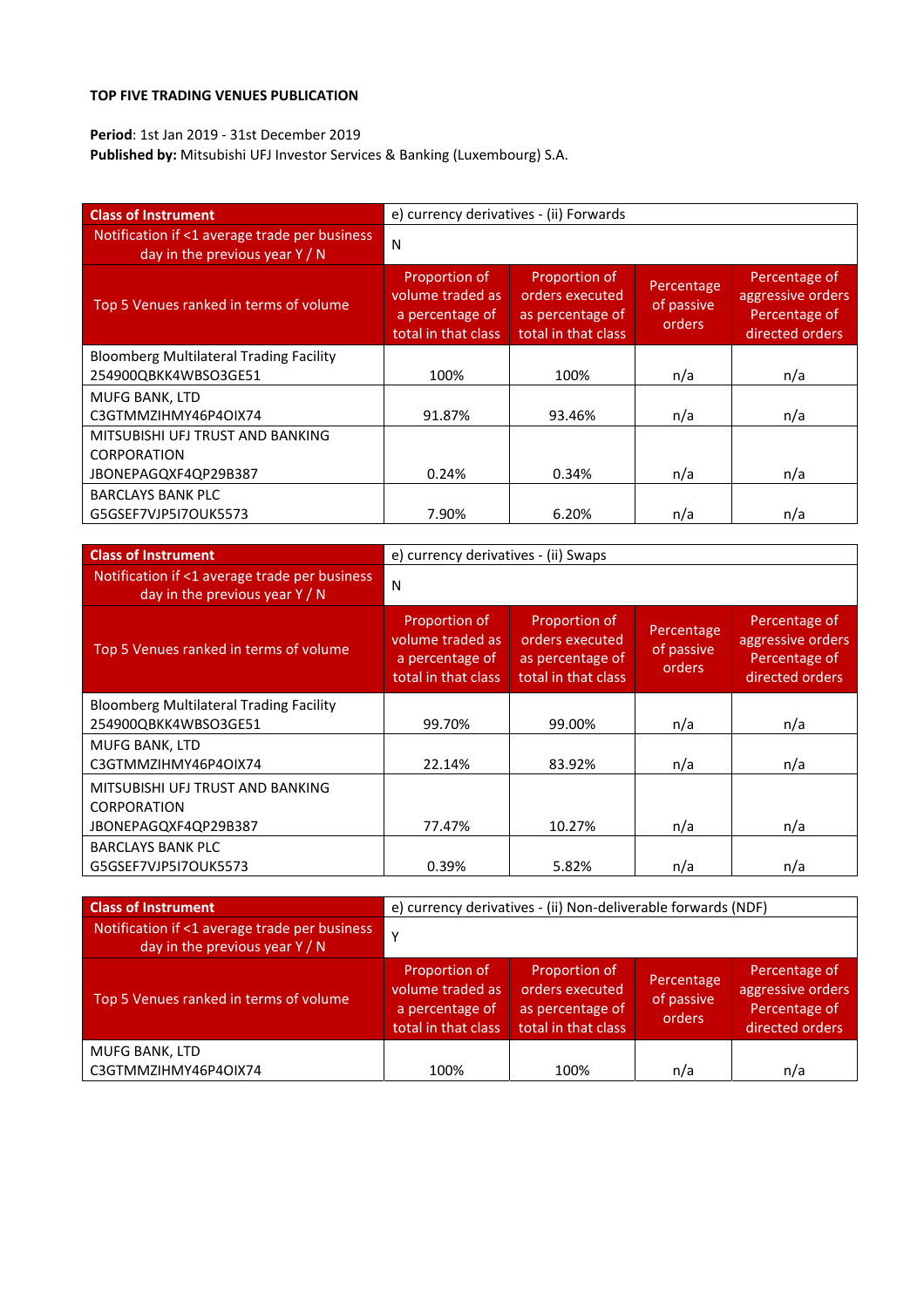**TOP FIVE TRADING VENUES PUBLICATION**

**Period**: 1st Jan 2019 - 31st December 2019
**Published by:** Mitsubishi UFJ Investor Services & Banking (Luxembourg) S.A.

| **Class of Instrument** | e) currency derivatives - (ii) Forwards | | | |
|---|---|---|---|---|
| Notification if <1 average trade per business day in the previous year Y / N | N | | | |
| Top 5 Venues ranked in terms of volume | Proportion of volume traded as a percentage of total in that class | Proportion of orders executed as percentage of total in that class | Percentage of passive orders | Percentage of aggressive orders Percentage of directed orders |
| Bloomberg Multilateral Trading Facility 254900QBKK4WBSO3GE51 | 100% | 100% | n/a | n/a |
| MUFG BANK, LTD C3GTMMZIHMY46P4OIX74 | 91.87% | 93.46% | n/a | n/a |
| MITSUBISHI UFJ TRUST AND BANKING CORPORATION JBONEPAGQXF4QP29B387 | 0.24% | 0.34% | n/a | n/a |
| BARCLAYS BANK PLC G5GSEF7VJP5I7OUK5573 | 7.90% | 6.20% | n/a | n/a |

| **Class of Instrument** | e) currency derivatives - (ii) Swaps | | | |
|---|---|---|---|---|
| Notification if <1 average trade per business day in the previous year Y / N | N | | | |
| Top 5 Venues ranked in terms of volume | Proportion of volume traded as a percentage of total in that class | Proportion of orders executed as percentage of total in that class | Percentage of passive orders | Percentage of aggressive orders Percentage of directed orders |
| Bloomberg Multilateral Trading Facility 254900QBKK4WBSO3GE51 | 99.70% | 99.00% | n/a | n/a |
| MUFG BANK, LTD C3GTMMZIHMY46P4OIX74 | 22.14% | 83.92% | n/a | n/a |
| MITSUBISHI UFJ TRUST AND BANKING CORPORATION JBONEPAGQXF4QP29B387 | 77.47% | 10.27% | n/a | n/a |
| BARCLAYS BANK PLC G5GSEF7VJP5I7OUK5573 | 0.39% | 5.82% | n/a | n/a |

| **Class of Instrument** | e) currency derivatives - (ii) Non-deliverable forwards (NDF) | | | |
|---|---|---|---|---|
| Notification if <1 average trade per business day in the previous year Y / N | Y | | | |
| Top 5 Venues ranked in terms of volume | Proportion of volume traded as a percentage of total in that class | Proportion of orders executed as percentage of total in that class | Percentage of passive orders | Percentage of aggressive orders Percentage of directed orders |
| MUFG BANK, LTD C3GTMMZIHMY46P4OIX74 | 100% | 100% | n/a | n/a |